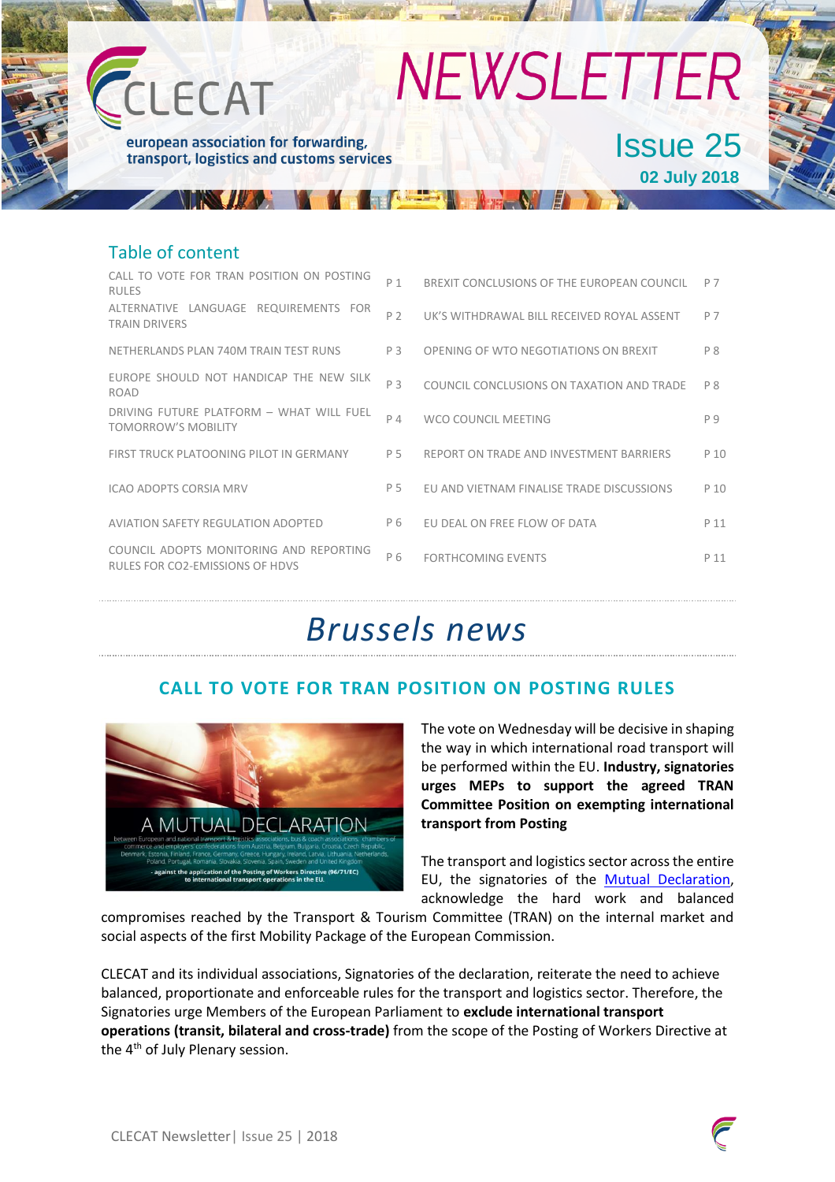# CLECAT

european association for forwarding, transport, logistics and customs services

# NEWSLETTER

Issue 25

**02 July 2018**

## Table of content

| | | | |
|---|---|---|---|
| CALL TO VOTE FOR TRAN POSITION ON POSTING RULES | P 1 | BREXIT CONCLUSIONS OF THE EUROPEAN COUNCIL | P 7 |
| ALTERNATIVE LANGUAGE REQUIREMENTS FOR TRAIN DRIVERS | P 2 | UK'S WITHDRAWAL BILL RECEIVED ROYAL ASSENT | P 7 |
| NETHERLANDS PLAN 740M TRAIN TEST RUNS | P 3 | OPENING OF WTO NEGOTIATIONS ON BREXIT | P 8 |
| EUROPE SHOULD NOT HANDICAP THE NEW SILK ROAD | P 3 | COUNCIL CONCLUSIONS ON TAXATION AND TRADE | P 8 |
| DRIVING FUTURE PLATFORM – WHAT WILL FUEL TOMORROW'S MOBILITY | P 4 | WCO COUNCIL MEETING | P 9 |
| FIRST TRUCK PLATOONING PILOT IN GERMANY | P 5 | REPORT ON TRADE AND INVESTMENT BARRIERS | P 10 |
| ICAO ADOPTS CORSIA MRV | P 5 | EU AND VIETNAM FINALISE TRADE DISCUSSIONS | P 10 |
| AVIATION SAFETY REGULATION ADOPTED | P 6 | EU DEAL ON FREE FLOW OF DATA | P 11 |
| COUNCIL ADOPTS MONITORING AND REPORTING RULES FOR CO2-EMISSIONS OF HDVS | P 6 | FORTHCOMING EVENTS | P 11 |

# *Brussels news*

## CALL TO VOTE FOR TRAN POSITION ON POSTING RULES

A MUTUAL DECLARATION

between European and national transport & logistics associations, bus & coach associations, chambers of commerce and employers' confederations from Austria, Belgium, Bulgaria, Croatia, Czech Republic, Denmark, Estonia, Finland, France, Germany, Greece, Hungary, Ireland, Latvia, Lithuania, Netherlands, Poland, Portugal, Romania, Slovakia, Slovenia, Spain, Sweden and United Kingdom

- against the application of the Posting of Workers Directive (96/71/EC) to international transport operations in the EU.

The vote on Wednesday will be decisive in shaping the way in which international road transport will be performed within the EU. **Industry, signatories urges MEPs to support the agreed TRAN Committee Position on exempting international transport from Posting**

The transport and logistics sector across the entire EU, the signatories of the Mutual Declaration, acknowledge the hard work and balanced compromises reached by the Transport & Tourism Committee (TRAN) on the internal market and social aspects of the first Mobility Package of the European Commission.

CLECAT and its individual associations, Signatories of the declaration, reiterate the need to achieve balanced, proportionate and enforceable rules for the transport and logistics sector. Therefore, the Signatories urge Members of the European Parliament to **exclude international transport operations (transit, bilateral and cross-trade)** from the scope of the Posting of Workers Directive at the 4th of July Plenary session.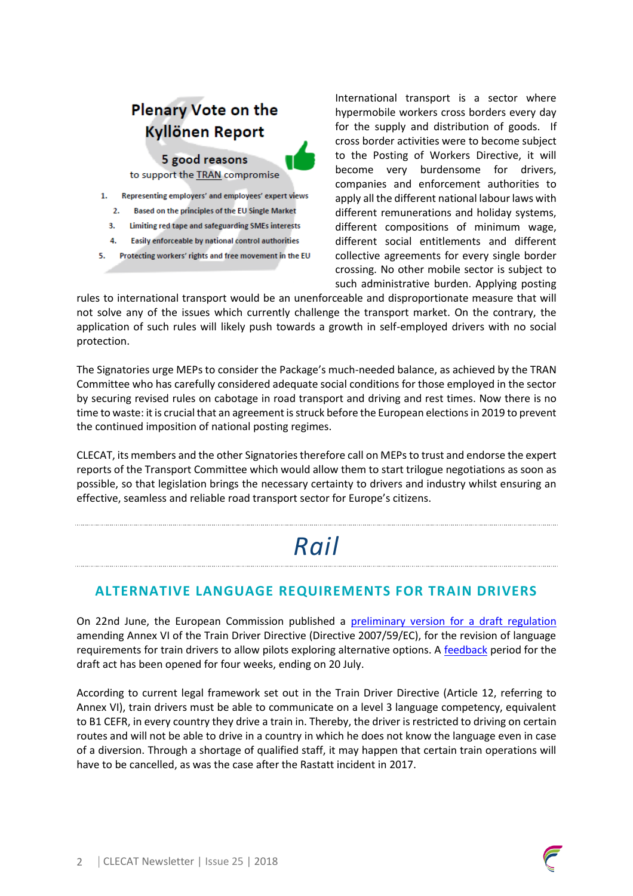**Plenary Vote on the Kyllönen Report**

**5 good reasons** to support the TRAN compromise

1. Representing employers' and employees' expert views
2. Based on the principles of the EU Single Market
3. Limiting red tape and safeguarding SMEs interests
4. Easily enforceable by national control authorities
5. Protecting workers' rights and free movement in the EU

International transport is a sector where hypermobile workers cross borders every day for the supply and distribution of goods. If cross border activities were to become subject to the Posting of Workers Directive, it will become very burdensome for drivers, companies and enforcement authorities to apply all the different national labour laws with different remunerations and holiday systems, different compositions of minimum wage, different social entitlements and different collective agreements for every single border crossing. No other mobile sector is subject to such administrative burden. Applying posting rules to international transport would be an unenforceable and disproportionate measure that will not solve any of the issues which currently challenge the transport market. On the contrary, the application of such rules will likely push towards a growth in self-employed drivers with no social protection.

The Signatories urge MEPs to consider the Package's much-needed balance, as achieved by the TRAN Committee who has carefully considered adequate social conditions for those employed in the sector by securing revised rules on cabotage in road transport and driving and rest times. Now there is no time to waste: it is crucial that an agreement is struck before the European elections in 2019 to prevent the continued imposition of national posting regimes.

CLECAT, its members and the other Signatories therefore call on MEPs to trust and endorse the expert reports of the Transport Committee which would allow them to start trilogue negotiations as soon as possible, so that legislation brings the necessary certainty to drivers and industry whilst ensuring an effective, seamless and reliable road transport sector for Europe's citizens.

# *Rail*

## ALTERNATIVE LANGUAGE REQUIREMENTS FOR TRAIN DRIVERS

On 22nd June, the European Commission published a preliminary version for a draft regulation amending Annex VI of the Train Driver Directive (Directive 2007/59/EC), for the revision of language requirements for train drivers to allow pilots exploring alternative options. A feedback period for the draft act has been opened for four weeks, ending on 20 July.

According to current legal framework set out in the Train Driver Directive (Article 12, referring to Annex VI), train drivers must be able to communicate on a level 3 language competency, equivalent to B1 CEFR, in every country they drive a train in. Thereby, the driver is restricted to driving on certain routes and will not be able to drive in a country in which he does not know the language even in case of a diversion. Through a shortage of qualified staff, it may happen that certain train operations will have to be cancelled, as was the case after the Rastatt incident in 2017.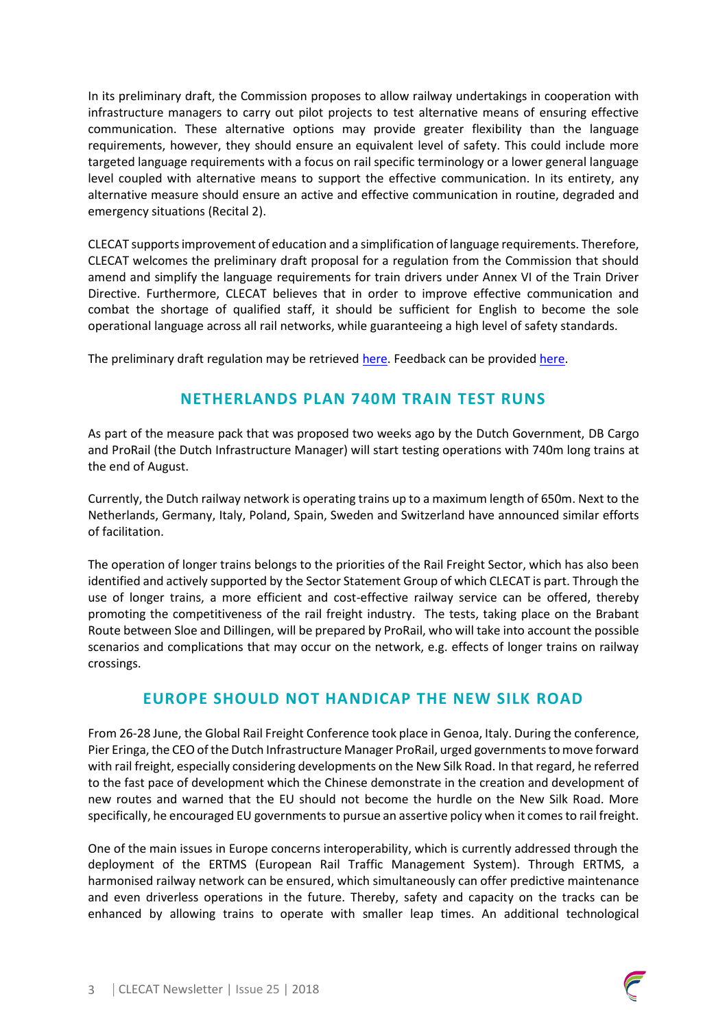In its preliminary draft, the Commission proposes to allow railway undertakings in cooperation with infrastructure managers to carry out pilot projects to test alternative means of ensuring effective communication. These alternative options may provide greater flexibility than the language requirements, however, they should ensure an equivalent level of safety. This could include more targeted language requirements with a focus on rail specific terminology or a lower general language level coupled with alternative means to support the effective communication. In its entirety, any alternative measure should ensure an active and effective communication in routine, degraded and emergency situations (Recital 2).

CLECAT supports improvement of education and a simplification of language requirements. Therefore, CLECAT welcomes the preliminary draft proposal for a regulation from the Commission that should amend and simplify the language requirements for train drivers under Annex VI of the Train Driver Directive. Furthermore, CLECAT believes that in order to improve effective communication and combat the shortage of qualified staff, it should be sufficient for English to become the sole operational language across all rail networks, while guaranteeing a high level of safety standards.

The preliminary draft regulation may be retrieved here. Feedback can be provided here.

## NETHERLANDS PLAN 740M TRAIN TEST RUNS

As part of the measure pack that was proposed two weeks ago by the Dutch Government, DB Cargo and ProRail (the Dutch Infrastructure Manager) will start testing operations with 740m long trains at the end of August.

Currently, the Dutch railway network is operating trains up to a maximum length of 650m. Next to the Netherlands, Germany, Italy, Poland, Spain, Sweden and Switzerland have announced similar efforts of facilitation.

The operation of longer trains belongs to the priorities of the Rail Freight Sector, which has also been identified and actively supported by the Sector Statement Group of which CLECAT is part. Through the use of longer trains, a more efficient and cost-effective railway service can be offered, thereby promoting the competitiveness of the rail freight industry. The tests, taking place on the Brabant Route between Sloe and Dillingen, will be prepared by ProRail, who will take into account the possible scenarios and complications that may occur on the network, e.g. effects of longer trains on railway crossings.

## EUROPE SHOULD NOT HANDICAP THE NEW SILK ROAD

From 26-28 June, the Global Rail Freight Conference took place in Genoa, Italy. During the conference, Pier Eringa, the CEO of the Dutch Infrastructure Manager ProRail, urged governments to move forward with rail freight, especially considering developments on the New Silk Road. In that regard, he referred to the fast pace of development which the Chinese demonstrate in the creation and development of new routes and warned that the EU should not become the hurdle on the New Silk Road. More specifically, he encouraged EU governments to pursue an assertive policy when it comes to rail freight.

One of the main issues in Europe concerns interoperability, which is currently addressed through the deployment of the ERTMS (European Rail Traffic Management System). Through ERTMS, a harmonised railway network can be ensured, which simultaneously can offer predictive maintenance and even driverless operations in the future. Thereby, safety and capacity on the tracks can be enhanced by allowing trains to operate with smaller leap times. An additional technological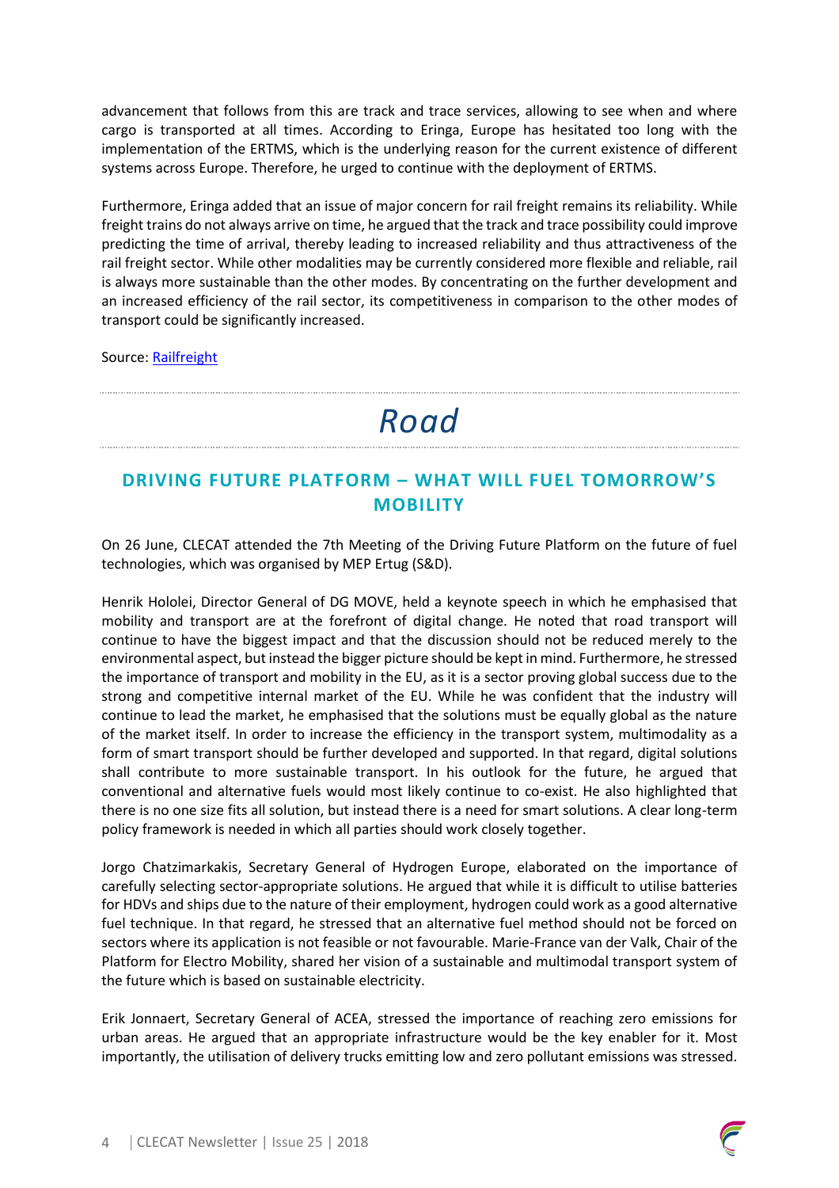advancement that follows from this are track and trace services, allowing to see when and where cargo is transported at all times. According to Eringa, Europe has hesitated too long with the implementation of the ERTMS, which is the underlying reason for the current existence of different systems across Europe. Therefore, he urged to continue with the deployment of ERTMS.

Furthermore, Eringa added that an issue of major concern for rail freight remains its reliability. While freight trains do not always arrive on time, he argued that the track and trace possibility could improve predicting the time of arrival, thereby leading to increased reliability and thus attractiveness of the rail freight sector. While other modalities may be currently considered more flexible and reliable, rail is always more sustainable than the other modes. By concentrating on the further development and an increased efficiency of the rail sector, its competitiveness in comparison to the other modes of transport could be significantly increased.

Source: [Railfreight]

# *Road*

## DRIVING FUTURE PLATFORM – WHAT WILL FUEL TOMORROW'S MOBILITY

On 26 June, CLECAT attended the 7th Meeting of the Driving Future Platform on the future of fuel technologies, which was organised by MEP Ertug (S&D).

Henrik Hololei, Director General of DG MOVE, held a keynote speech in which he emphasised that mobility and transport are at the forefront of digital change. He noted that road transport will continue to have the biggest impact and that the discussion should not be reduced merely to the environmental aspect, but instead the bigger picture should be kept in mind. Furthermore, he stressed the importance of transport and mobility in the EU, as it is a sector proving global success due to the strong and competitive internal market of the EU. While he was confident that the industry will continue to lead the market, he emphasised that the solutions must be equally global as the nature of the market itself. In order to increase the efficiency in the transport system, multimodality as a form of smart transport should be further developed and supported. In that regard, digital solutions shall contribute to more sustainable transport. In his outlook for the future, he argued that conventional and alternative fuels would most likely continue to co-exist. He also highlighted that there is no one size fits all solution, but instead there is a need for smart solutions. A clear long-term policy framework is needed in which all parties should work closely together.

Jorgo Chatzimarkakis, Secretary General of Hydrogen Europe, elaborated on the importance of carefully selecting sector-appropriate solutions. He argued that while it is difficult to utilise batteries for HDVs and ships due to the nature of their employment, hydrogen could work as a good alternative fuel technique. In that regard, he stressed that an alternative fuel method should not be forced on sectors where its application is not feasible or not favourable. Marie-France van der Valk, Chair of the Platform for Electro Mobility, shared her vision of a sustainable and multimodal transport system of the future which is based on sustainable electricity.

Erik Jonnaert, Secretary General of ACEA, stressed the importance of reaching zero emissions for urban areas. He argued that an appropriate infrastructure would be the key enabler for it. Most importantly, the utilisation of delivery trucks emitting low and zero pollutant emissions was stressed.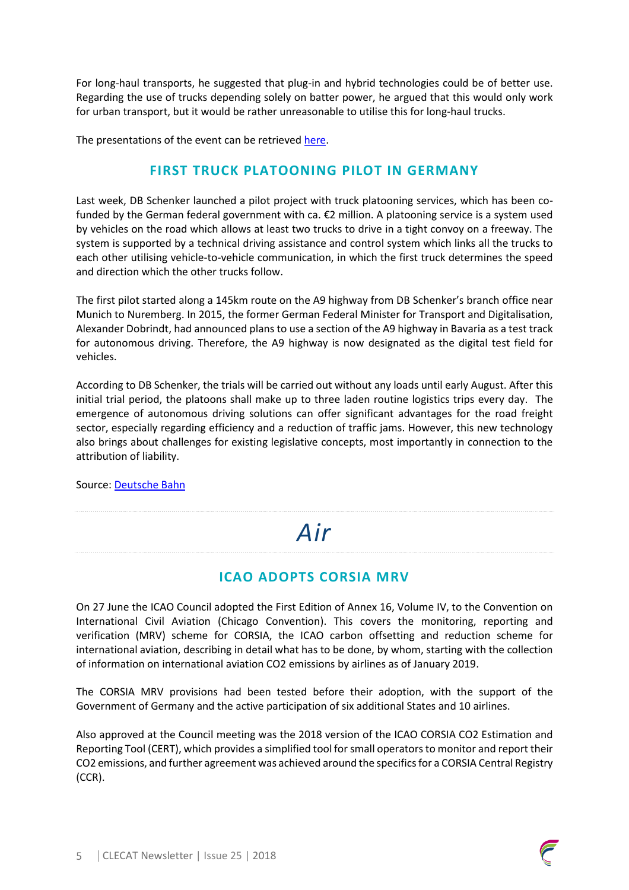For long-haul transports, he suggested that plug-in and hybrid technologies could be of better use. Regarding the use of trucks depending solely on batter power, he argued that this would only work for urban transport, but it would be rather unreasonable to utilise this for long-haul trucks.

The presentations of the event can be retrieved here.

## FIRST TRUCK PLATOONING PILOT IN GERMANY

Last week, DB Schenker launched a pilot project with truck platooning services, which has been co-funded by the German federal government with ca. €2 million. A platooning service is a system used by vehicles on the road which allows at least two trucks to drive in a tight convoy on a freeway. The system is supported by a technical driving assistance and control system which links all the trucks to each other utilising vehicle-to-vehicle communication, in which the first truck determines the speed and direction which the other trucks follow.

The first pilot started along a 145km route on the A9 highway from DB Schenker's branch office near Munich to Nuremberg. In 2015, the former German Federal Minister for Transport and Digitalisation, Alexander Dobrindt, had announced plans to use a section of the A9 highway in Bavaria as a test track for autonomous driving. Therefore, the A9 highway is now designated as the digital test field for vehicles.

According to DB Schenker, the trials will be carried out without any loads until early August. After this initial trial period, the platoons shall make up to three laden routine logistics trips every day. The emergence of autonomous driving solutions can offer significant advantages for the road freight sector, especially regarding efficiency and a reduction of traffic jams. However, this new technology also brings about challenges for existing legislative concepts, most importantly in connection to the attribution of liability.

Source: Deutsche Bahn

# *Air*

## ICAO ADOPTS CORSIA MRV

On 27 June the ICAO Council adopted the First Edition of Annex 16, Volume IV, to the Convention on International Civil Aviation (Chicago Convention). This covers the monitoring, reporting and verification (MRV) scheme for CORSIA, the ICAO carbon offsetting and reduction scheme for international aviation, describing in detail what has to be done, by whom, starting with the collection of information on international aviation $CO_2$ emissions by airlines as of January 2019.

The CORSIA MRV provisions had been tested before their adoption, with the support of the Government of Germany and the active participation of six additional States and 10 airlines.

Also approved at the Council meeting was the 2018 version of the ICAO CORSIA $CO_2$ Estimation and Reporting Tool (CERT), which provides a simplified tool for small operators to monitor and report their $CO_2$ emissions, and further agreement was achieved around the specifics for a CORSIA Central Registry (CCR).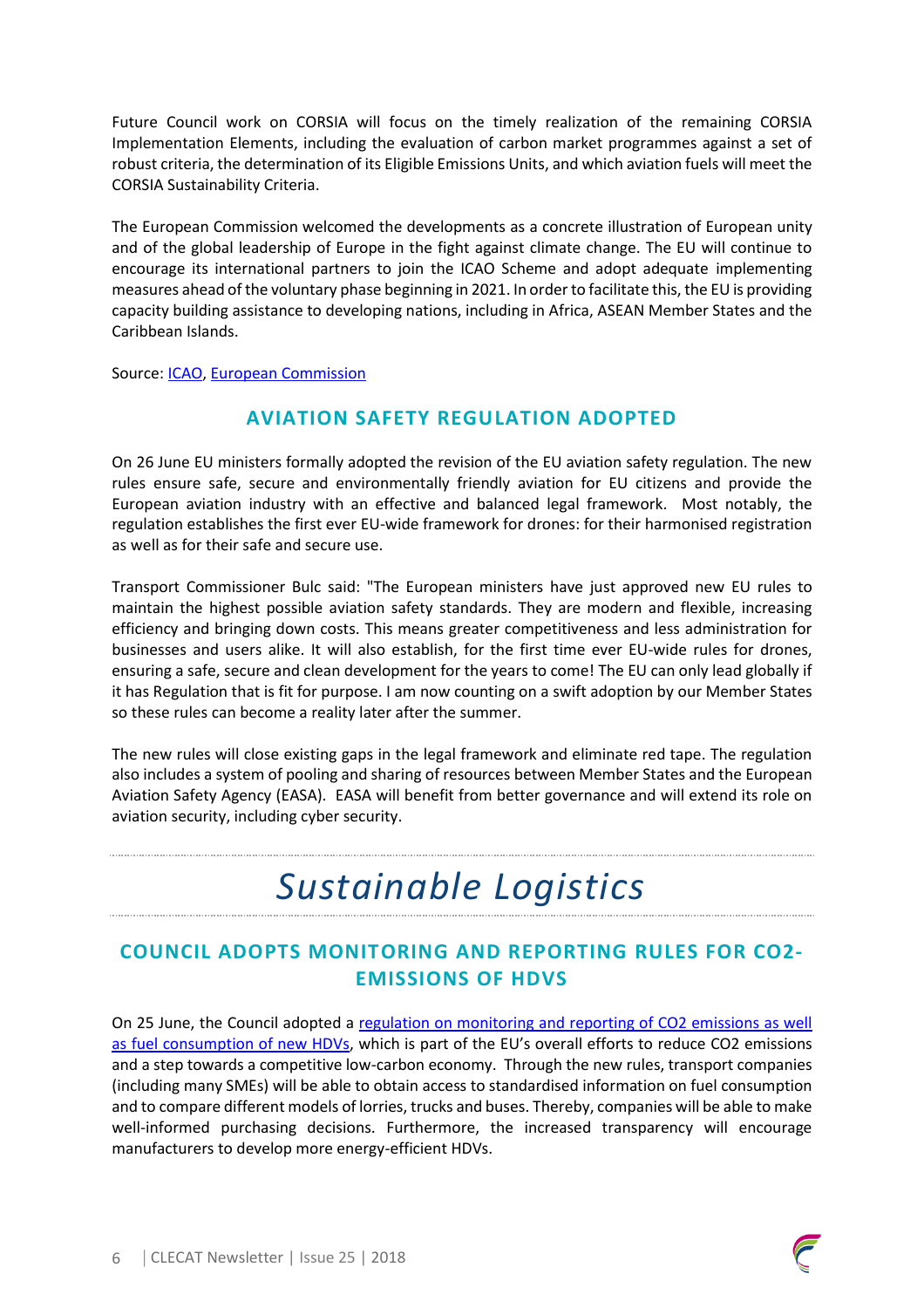Future Council work on CORSIA will focus on the timely realization of the remaining CORSIA Implementation Elements, including the evaluation of carbon market programmes against a set of robust criteria, the determination of its Eligible Emissions Units, and which aviation fuels will meet the CORSIA Sustainability Criteria.

The European Commission welcomed the developments as a concrete illustration of European unity and of the global leadership of Europe in the fight against climate change. The EU will continue to encourage its international partners to join the ICAO Scheme and adopt adequate implementing measures ahead of the voluntary phase beginning in 2021. In order to facilitate this, the EU is providing capacity building assistance to developing nations, including in Africa, ASEAN Member States and the Caribbean Islands.

Source: [ICAO](), [European Commission]()

## AVIATION SAFETY REGULATION ADOPTED

On 26 June EU ministers formally adopted the revision of the EU aviation safety regulation. The new rules ensure safe, secure and environmentally friendly aviation for EU citizens and provide the European aviation industry with an effective and balanced legal framework. Most notably, the regulation establishes the first ever EU-wide framework for drones: for their harmonised registration as well as for their safe and secure use.

Transport Commissioner Bulc said: "The European ministers have just approved new EU rules to maintain the highest possible aviation safety standards. They are modern and flexible, increasing efficiency and bringing down costs. This means greater competitiveness and less administration for businesses and users alike. It will also establish, for the first time ever EU-wide rules for drones, ensuring a safe, secure and clean development for the years to come! The EU can only lead globally if it has Regulation that is fit for purpose. I am now counting on a swift adoption by our Member States so these rules can become a reality later after the summer.

The new rules will close existing gaps in the legal framework and eliminate red tape. The regulation also includes a system of pooling and sharing of resources between Member States and the European Aviation Safety Agency (EASA). EASA will benefit from better governance and will extend its role on aviation security, including cyber security.

# *Sustainable Logistics*

## COUNCIL ADOPTS MONITORING AND REPORTING RULES FOR CO2-EMISSIONS OF HDVS

On 25 June, the Council adopted a [regulation on monitoring and reporting of CO2 emissions as well as fuel consumption of new HDVs](), which is part of the EU's overall efforts to reduce CO2 emissions and a step towards a competitive low-carbon economy. Through the new rules, transport companies (including many SMEs) will be able to obtain access to standardised information on fuel consumption and to compare different models of lorries, trucks and buses. Thereby, companies will be able to make well-informed purchasing decisions. Furthermore, the increased transparency will encourage manufacturers to develop more energy-efficient HDVs.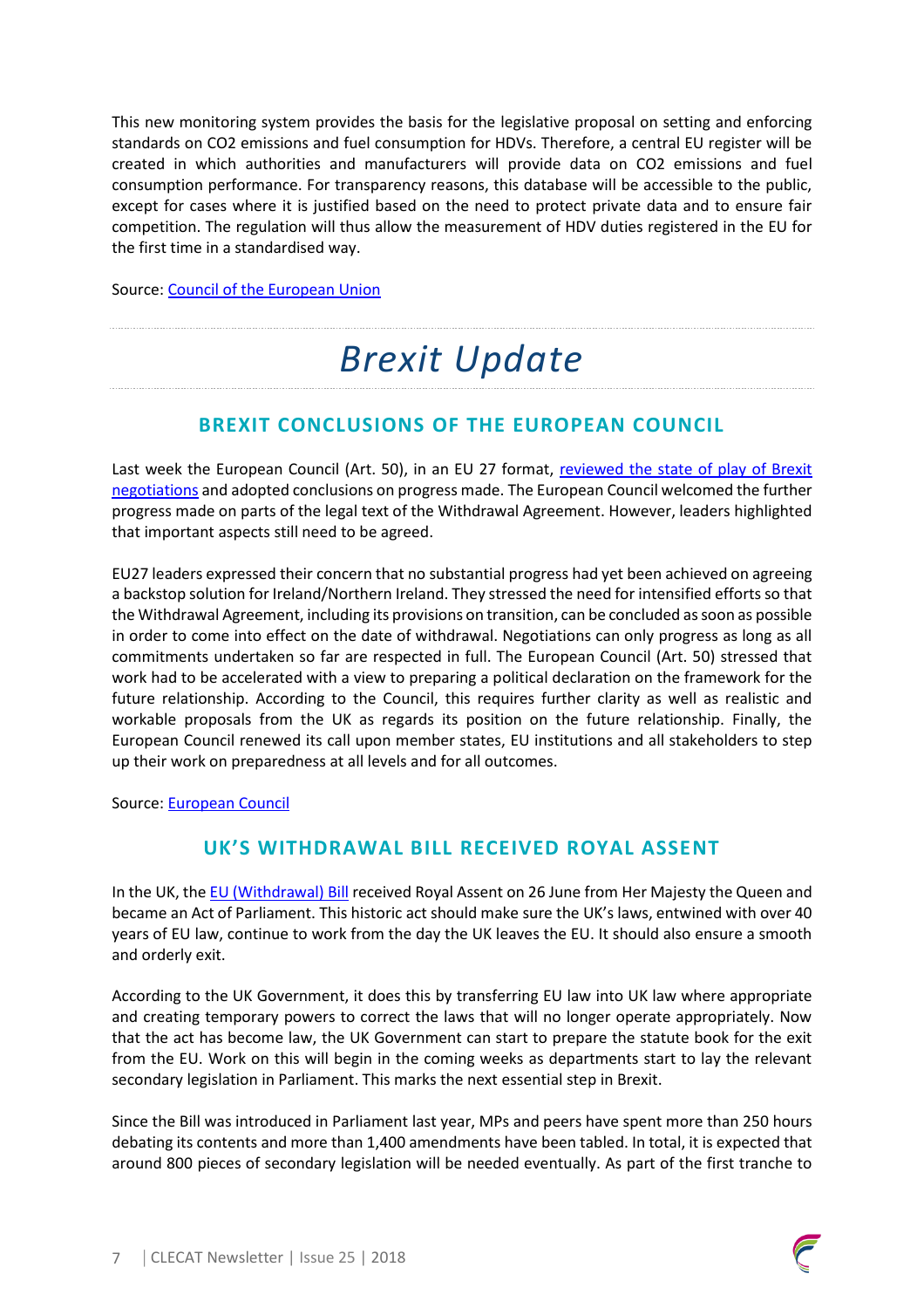This new monitoring system provides the basis for the legislative proposal on setting and enforcing standards on $CO_2$ emissions and fuel consumption for HDVs. Therefore, a central EU register will be created in which authorities and manufacturers will provide data on $CO_2$ emissions and fuel consumption performance. For transparency reasons, this database will be accessible to the public, except for cases where it is justified based on the need to protect private data and to ensure fair competition. The regulation will thus allow the measurement of HDV duties registered in the EU for the first time in a standardised way.

Source: Council of the European Union

# *Brexit Update*

## BREXIT CONCLUSIONS OF THE EUROPEAN COUNCIL

Last week the European Council (Art. 50), in an EU 27 format, reviewed the state of play of Brexit negotiations and adopted conclusions on progress made. The European Council welcomed the further progress made on parts of the legal text of the Withdrawal Agreement. However, leaders highlighted that important aspects still need to be agreed.

EU27 leaders expressed their concern that no substantial progress had yet been achieved on agreeing a backstop solution for Ireland/Northern Ireland. They stressed the need for intensified efforts so that the Withdrawal Agreement, including its provisions on transition, can be concluded as soon as possible in order to come into effect on the date of withdrawal. Negotiations can only progress as long as all commitments undertaken so far are respected in full. The European Council (Art. 50) stressed that work had to be accelerated with a view to preparing a political declaration on the framework for the future relationship. According to the Council, this requires further clarity as well as realistic and workable proposals from the UK as regards its position on the future relationship. Finally, the European Council renewed its call upon member states, EU institutions and all stakeholders to step up their work on preparedness at all levels and for all outcomes.

Source: European Council

## UK'S WITHDRAWAL BILL RECEIVED ROYAL ASSENT

In the UK, the EU (Withdrawal) Bill received Royal Assent on 26 June from Her Majesty the Queen and became an Act of Parliament. This historic act should make sure the UK's laws, entwined with over 40 years of EU law, continue to work from the day the UK leaves the EU. It should also ensure a smooth and orderly exit.

According to the UK Government, it does this by transferring EU law into UK law where appropriate and creating temporary powers to correct the laws that will no longer operate appropriately. Now that the act has become law, the UK Government can start to prepare the statute book for the exit from the EU. Work on this will begin in the coming weeks as departments start to lay the relevant secondary legislation in Parliament. This marks the next essential step in Brexit.

Since the Bill was introduced in Parliament last year, MPs and peers have spent more than 250 hours debating its contents and more than 1,400 amendments have been tabled. In total, it is expected that around 800 pieces of secondary legislation will be needed eventually. As part of the first tranche to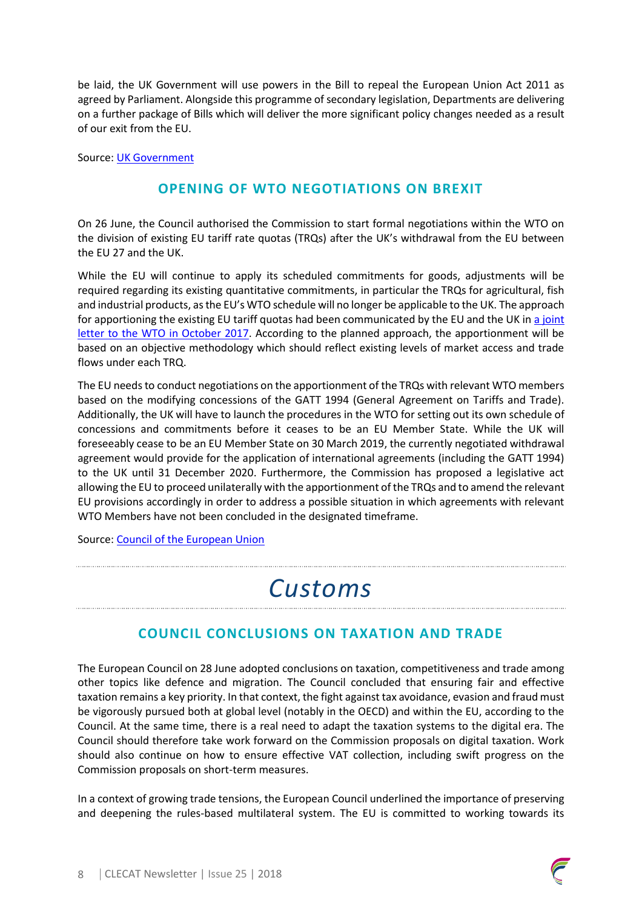be laid, the UK Government will use powers in the Bill to repeal the European Union Act 2011 as agreed by Parliament. Alongside this programme of secondary legislation, Departments are delivering on a further package of Bills which will deliver the more significant policy changes needed as a result of our exit from the EU.

Source: [UK Government]()

## OPENING OF WTO NEGOTIATIONS ON BREXIT

On 26 June, the Council authorised the Commission to start formal negotiations within the WTO on the division of existing EU tariff rate quotas (TRQs) after the UK's withdrawal from the EU between the EU 27 and the UK.

While the EU will continue to apply its scheduled commitments for goods, adjustments will be required regarding its existing quantitative commitments, in particular the TRQs for agricultural, fish and industrial products, as the EU's WTO schedule will no longer be applicable to the UK. The approach for apportioning the existing EU tariff quotas had been communicated by the EU and the UK in [a joint letter to the WTO in October 2017](). According to the planned approach, the apportionment will be based on an objective methodology which should reflect existing levels of market access and trade flows under each TRQ.

The EU needs to conduct negotiations on the apportionment of the TRQs with relevant WTO members based on the modifying concessions of the GATT 1994 (General Agreement on Tariffs and Trade). Additionally, the UK will have to launch the procedures in the WTO for setting out its own schedule of concessions and commitments before it ceases to be an EU Member State. While the UK will foreseeably cease to be an EU Member State on 30 March 2019, the currently negotiated withdrawal agreement would provide for the application of international agreements (including the GATT 1994) to the UK until 31 December 2020. Furthermore, the Commission has proposed a legislative act allowing the EU to proceed unilaterally with the apportionment of the TRQs and to amend the relevant EU provisions accordingly in order to address a possible situation in which agreements with relevant WTO Members have not been concluded in the designated timeframe.

Source: [Council of the European Union]()

# *Customs*

## COUNCIL CONCLUSIONS ON TAXATION AND TRADE

The European Council on 28 June adopted conclusions on taxation, competitiveness and trade among other topics like defence and migration. The Council concluded that ensuring fair and effective taxation remains a key priority. In that context, the fight against tax avoidance, evasion and fraud must be vigorously pursued both at global level (notably in the OECD) and within the EU, according to the Council. At the same time, there is a real need to adapt the taxation systems to the digital era. The Council should therefore take work forward on the Commission proposals on digital taxation. Work should also continue on how to ensure effective VAT collection, including swift progress on the Commission proposals on short-term measures.

In a context of growing trade tensions, the European Council underlined the importance of preserving and deepening the rules-based multilateral system. The EU is committed to working towards its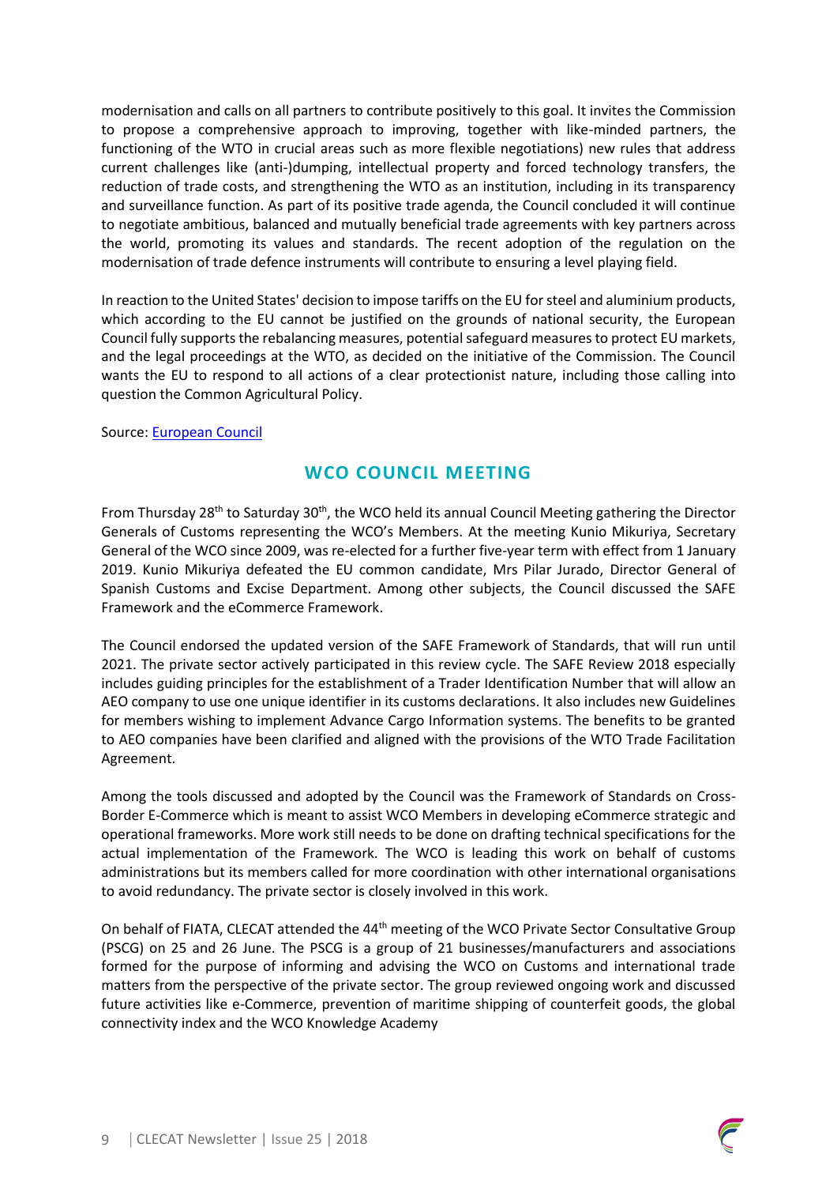modernisation and calls on all partners to contribute positively to this goal. It invites the Commission to propose a comprehensive approach to improving, together with like-minded partners, the functioning of the WTO in crucial areas such as more flexible negotiations) new rules that address current challenges like (anti-)dumping, intellectual property and forced technology transfers, the reduction of trade costs, and strengthening the WTO as an institution, including in its transparency and surveillance function. As part of its positive trade agenda, the Council concluded it will continue to negotiate ambitious, balanced and mutually beneficial trade agreements with key partners across the world, promoting its values and standards. The recent adoption of the regulation on the modernisation of trade defence instruments will contribute to ensuring a level playing field.

In reaction to the United States' decision to impose tariffs on the EU for steel and aluminium products, which according to the EU cannot be justified on the grounds of national security, the European Council fully supports the rebalancing measures, potential safeguard measures to protect EU markets, and the legal proceedings at the WTO, as decided on the initiative of the Commission. The Council wants the EU to respond to all actions of a clear protectionist nature, including those calling into question the Common Agricultural Policy.

Source: European Council

## WCO COUNCIL MEETING

From Thursday 28th to Saturday 30th, the WCO held its annual Council Meeting gathering the Director Generals of Customs representing the WCO's Members. At the meeting Kunio Mikuriya, Secretary General of the WCO since 2009, was re-elected for a further five-year term with effect from 1 January 2019. Kunio Mikuriya defeated the EU common candidate, Mrs Pilar Jurado, Director General of Spanish Customs and Excise Department. Among other subjects, the Council discussed the SAFE Framework and the eCommerce Framework.

The Council endorsed the updated version of the SAFE Framework of Standards, that will run until 2021. The private sector actively participated in this review cycle. The SAFE Review 2018 especially includes guiding principles for the establishment of a Trader Identification Number that will allow an AEO company to use one unique identifier in its customs declarations. It also includes new Guidelines for members wishing to implement Advance Cargo Information systems. The benefits to be granted to AEO companies have been clarified and aligned with the provisions of the WTO Trade Facilitation Agreement.

Among the tools discussed and adopted by the Council was the Framework of Standards on Cross-Border E-Commerce which is meant to assist WCO Members in developing eCommerce strategic and operational frameworks. More work still needs to be done on drafting technical specifications for the actual implementation of the Framework. The WCO is leading this work on behalf of customs administrations but its members called for more coordination with other international organisations to avoid redundancy. The private sector is closely involved in this work.

On behalf of FIATA, CLECAT attended the 44th meeting of the WCO Private Sector Consultative Group (PSCG) on 25 and 26 June. The PSCG is a group of 21 businesses/manufacturers and associations formed for the purpose of informing and advising the WCO on Customs and international trade matters from the perspective of the private sector. The group reviewed ongoing work and discussed future activities like e-Commerce, prevention of maritime shipping of counterfeit goods, the global connectivity index and the WCO Knowledge Academy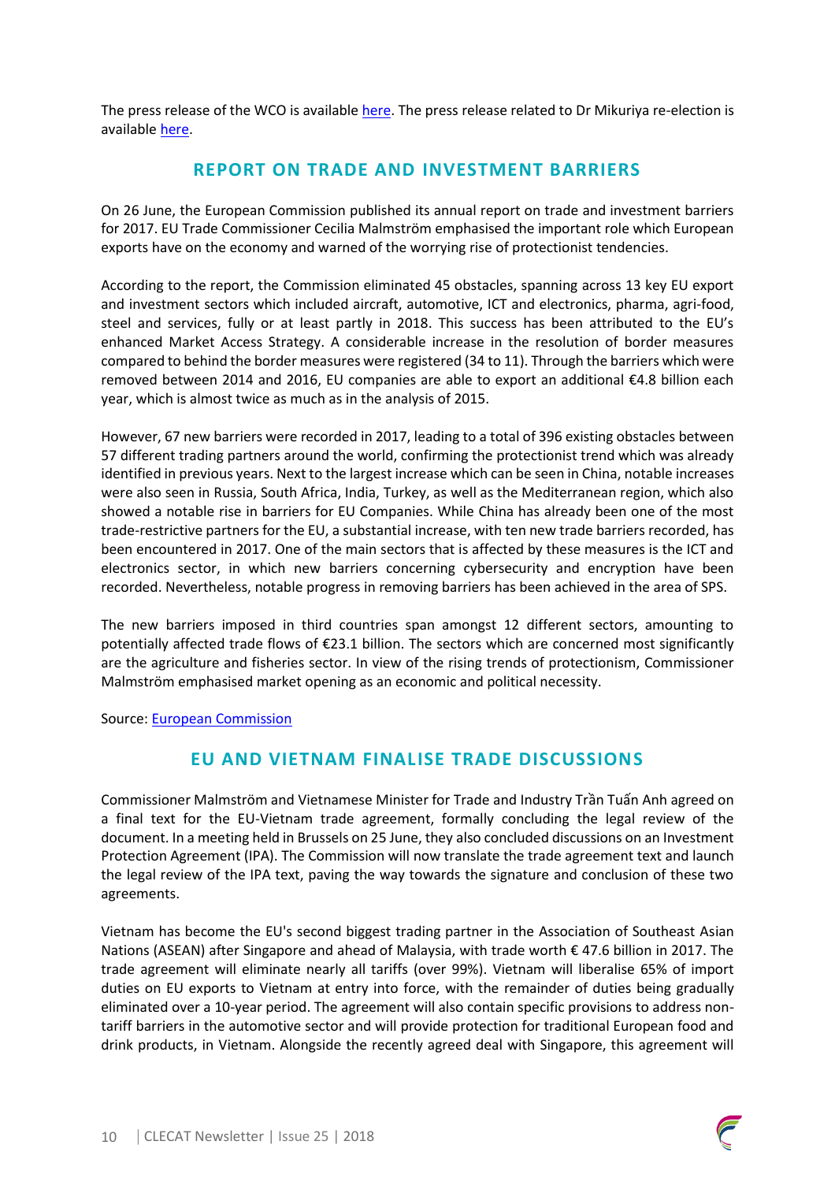The press release of the WCO is available here. The press release related to Dr Mikuriya re-election is available here.

## REPORT ON TRADE AND INVESTMENT BARRIERS

On 26 June, the European Commission published its annual report on trade and investment barriers for 2017. EU Trade Commissioner Cecilia Malmström emphasised the important role which European exports have on the economy and warned of the worrying rise of protectionist tendencies.

According to the report, the Commission eliminated 45 obstacles, spanning across 13 key EU export and investment sectors which included aircraft, automotive, ICT and electronics, pharma, agri-food, steel and services, fully or at least partly in 2018. This success has been attributed to the EU's enhanced Market Access Strategy. A considerable increase in the resolution of border measures compared to behind the border measures were registered (34 to 11). Through the barriers which were removed between 2014 and 2016, EU companies are able to export an additional €4.8 billion each year, which is almost twice as much as in the analysis of 2015.

However, 67 new barriers were recorded in 2017, leading to a total of 396 existing obstacles between 57 different trading partners around the world, confirming the protectionist trend which was already identified in previous years. Next to the largest increase which can be seen in China, notable increases were also seen in Russia, South Africa, India, Turkey, as well as the Mediterranean region, which also showed a notable rise in barriers for EU Companies. While China has already been one of the most trade-restrictive partners for the EU, a substantial increase, with ten new trade barriers recorded, has been encountered in 2017. One of the main sectors that is affected by these measures is the ICT and electronics sector, in which new barriers concerning cybersecurity and encryption have been recorded. Nevertheless, notable progress in removing barriers has been achieved in the area of SPS.

The new barriers imposed in third countries span amongst 12 different sectors, amounting to potentially affected trade flows of €23.1 billion. The sectors which are concerned most significantly are the agriculture and fisheries sector. In view of the rising trends of protectionism, Commissioner Malmström emphasised market opening as an economic and political necessity.

Source: European Commission

## EU AND VIETNAM FINALISE TRADE DISCUSSIONS

Commissioner Malmström and Vietnamese Minister for Trade and Industry Trần Tuấn Anh agreed on a final text for the EU-Vietnam trade agreement, formally concluding the legal review of the document. In a meeting held in Brussels on 25 June, they also concluded discussions on an Investment Protection Agreement (IPA). The Commission will now translate the trade agreement text and launch the legal review of the IPA text, paving the way towards the signature and conclusion of these two agreements.

Vietnam has become the EU's second biggest trading partner in the Association of Southeast Asian Nations (ASEAN) after Singapore and ahead of Malaysia, with trade worth € 47.6 billion in 2017. The trade agreement will eliminate nearly all tariffs (over 99%). Vietnam will liberalise 65% of import duties on EU exports to Vietnam at entry into force, with the remainder of duties being gradually eliminated over a 10-year period. The agreement will also contain specific provisions to address non-tariff barriers in the automotive sector and will provide protection for traditional European food and drink products, in Vietnam. Alongside the recently agreed deal with Singapore, this agreement will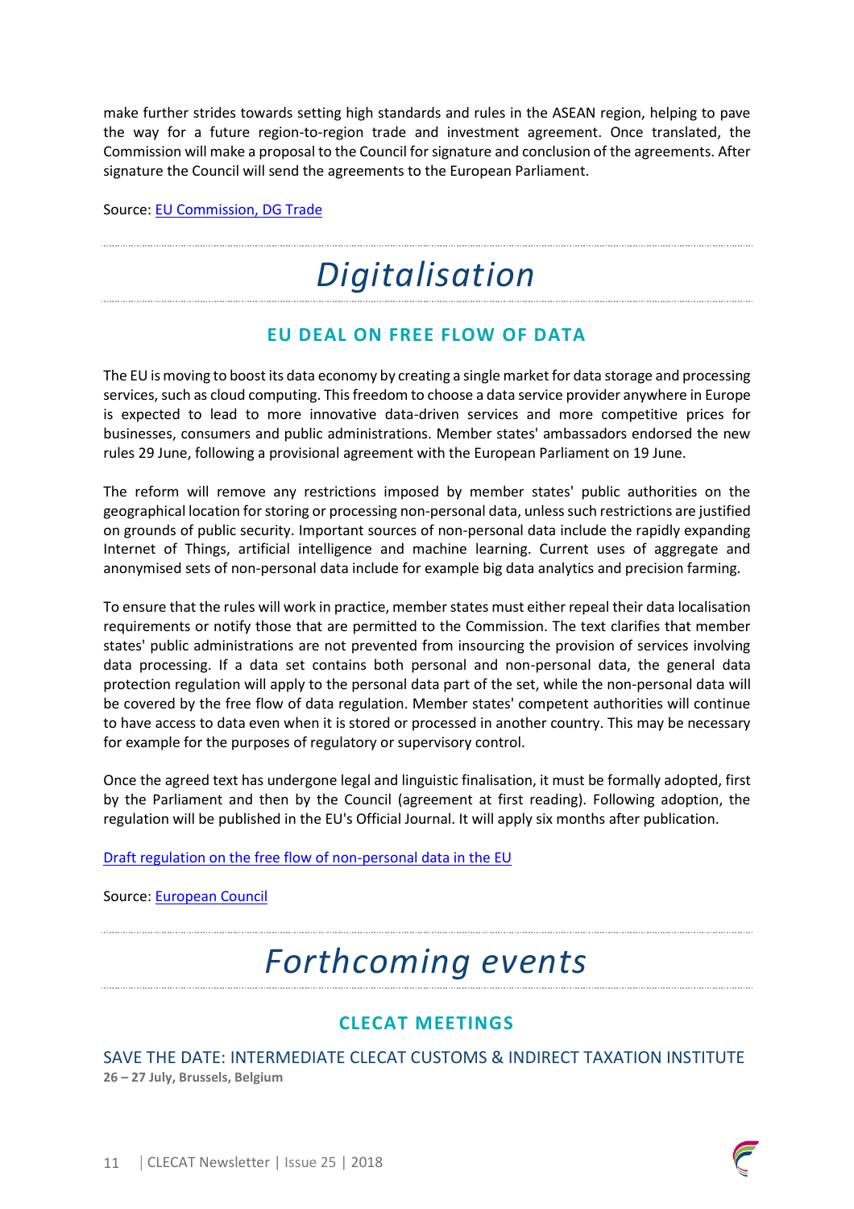make further strides towards setting high standards and rules in the ASEAN region, helping to pave the way for a future region-to-region trade and investment agreement. Once translated, the Commission will make a proposal to the Council for signature and conclusion of the agreements. After signature the Council will send the agreements to the European Parliament.

Source: [EU Commission, DG Trade]

# *Digitalisation*

## EU DEAL ON FREE FLOW OF DATA

The EU is moving to boost its data economy by creating a single market for data storage and processing services, such as cloud computing. This freedom to choose a data service provider anywhere in Europe is expected to lead to more innovative data-driven services and more competitive prices for businesses, consumers and public administrations. Member states' ambassadors endorsed the new rules 29 June, following a provisional agreement with the European Parliament on 19 June.

The reform will remove any restrictions imposed by member states' public authorities on the geographical location for storing or processing non-personal data, unless such restrictions are justified on grounds of public security. Important sources of non-personal data include the rapidly expanding Internet of Things, artificial intelligence and machine learning. Current uses of aggregate and anonymised sets of non-personal data include for example big data analytics and precision farming.

To ensure that the rules will work in practice, member states must either repeal their data localisation requirements or notify those that are permitted to the Commission. The text clarifies that member states' public administrations are not prevented from insourcing the provision of services involving data processing. If a data set contains both personal and non-personal data, the general data protection regulation will apply to the personal data part of the set, while the non-personal data will be covered by the free flow of data regulation. Member states' competent authorities will continue to have access to data even when it is stored or processed in another country. This may be necessary for example for the purposes of regulatory or supervisory control.

Once the agreed text has undergone legal and linguistic finalisation, it must be formally adopted, first by the Parliament and then by the Council (agreement at first reading). Following adoption, the regulation will be published in the EU's Official Journal. It will apply six months after publication.

[Draft regulation on the free flow of non-personal data in the EU]

Source: [European Council]

# *Forthcoming events*

## CLECAT MEETINGS

### SAVE THE DATE: INTERMEDIATE CLECAT CUSTOMS & INDIRECT TAXATION INSTITUTE

**26 – 27 July, Brussels, Belgium**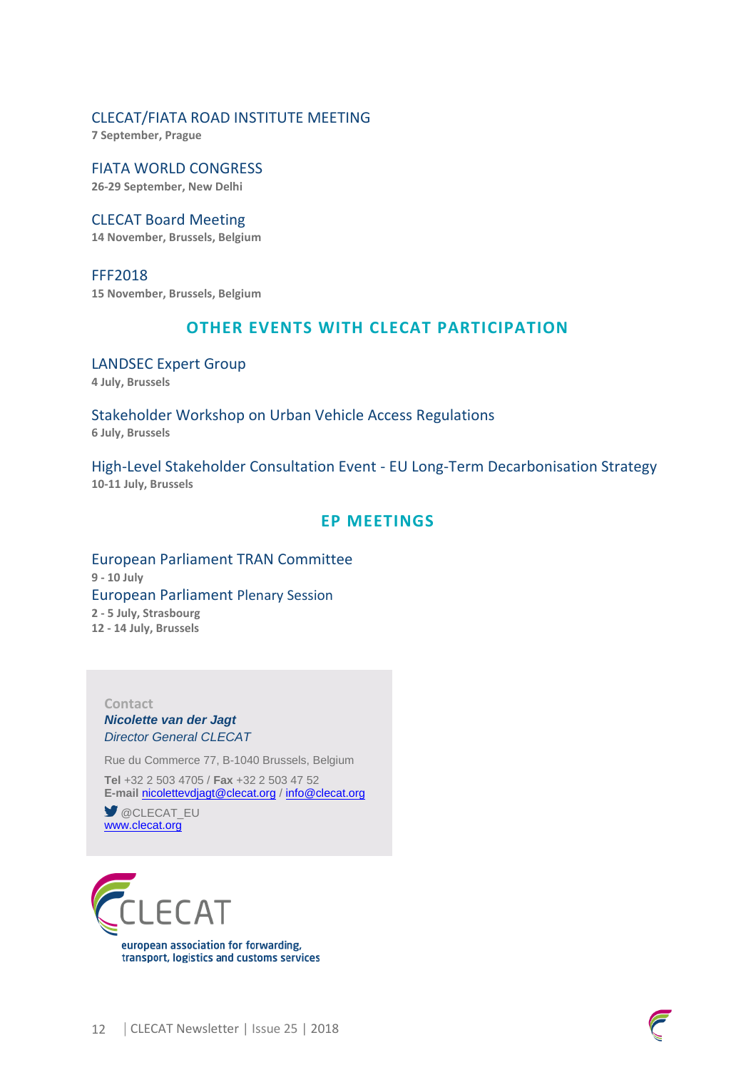CLECAT/FIATA ROAD INSTITUTE MEETING
**7 September, Prague**

FIATA WORLD CONGRESS
**26-29 September, New Delhi**

CLECAT Board Meeting
**14 November, Brussels, Belgium**

FFF2018
**15 November, Brussels, Belgium**

## OTHER EVENTS WITH CLECAT PARTICIPATION

LANDSEC Expert Group
**4 July, Brussels**

Stakeholder Workshop on Urban Vehicle Access Regulations
**6 July, Brussels**

High-Level Stakeholder Consultation Event - EU Long-Term Decarbonisation Strategy
**10-11 July, Brussels**

## EP MEETINGS

European Parliament TRAN Committee
**9 - 10 July**

European Parliament Plenary Session
**2 - 5 July, Strasbourg**
**12 - 14 July, Brussels**

**Contact**
***Nicolette van der Jagt***
*Director General CLECAT*

Rue du Commerce 77, B-1040 Brussels, Belgium

**Tel** +32 2 503 4705 / **Fax** +32 2 503 47 52
**E-mail** nicolettevdjagt@clecat.org / info@clecat.org

@CLECAT_EU
www.clecat.org

CLECAT
european association for forwarding, transport, logistics and customs services